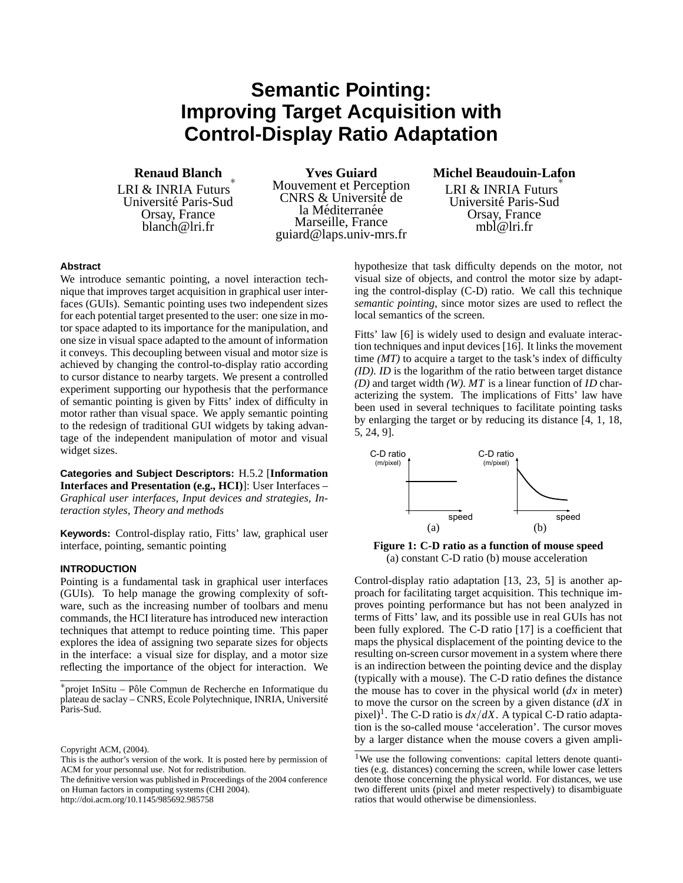# Semantic Pointing: Improving Target Acquisition with Control-Display Ratio Adaptation

**Renaud Blanch** [*]
LRI & INRIA Futurs
Université Paris-Sud
Orsay, France
blanch@lri.fr

**Yves Guiard**
Mouvement et Perception
CNRS & Université de la Méditerranée
Marseille, France
guiard@laps.univ-mrs.fr

**Michel Beaudouin-Lafon** [*]
LRI & INRIA Futurs
Université Paris-Sud
Orsay, France
mbl@lri.fr

## Abstract

We introduce semantic pointing, a novel interaction technique that improves target acquisition in graphical user interfaces (GUIs). Semantic pointing uses two independent sizes for each potential target presented to the user: one size in motor space adapted to its importance for the manipulation, and one size in visual space adapted to the amount of information it conveys. This decoupling between visual and motor size is achieved by changing the control-to-display ratio according to cursor distance to nearby targets. We present a controlled experiment supporting our hypothesis that the performance of semantic pointing is given by Fitts' index of difficulty in motor rather than visual space. We apply semantic pointing to the redesign of traditional GUI widgets by taking advantage of the independent manipulation of motor and visual widget sizes.

**Categories and Subject Descriptors:** H.5.2 [**Information Interfaces and Presentation (e.g., HCI)**]: User Interfaces – *Graphical user interfaces, Input devices and strategies, Interaction styles, Theory and methods*

**Keywords:** Control-display ratio, Fitts' law, graphical user interface, pointing, semantic pointing

## INTRODUCTION

Pointing is a fundamental task in graphical user interfaces (GUIs). To help manage the growing complexity of software, such as the increasing number of toolbars and menu commands, the HCI literature has introduced new interaction techniques that attempt to reduce pointing time. This paper explores the idea of assigning two separate sizes for objects in the interface: a visual size for display, and a motor size reflecting the importance of the object for interaction. We hypothesize that task difficulty depends on the motor, not visual size of objects, and control the motor size by adapting the control-display (C-D) ratio. We call this technique *semantic pointing*, since motor sizes are used to reflect the local semantics of the screen.

Fitts' law [6] is widely used to design and evaluate interaction techniques and input devices [16]. It links the movement time *(MT)* to acquire a target to the task's index of difficulty *(ID)*. *ID* is the logarithm of the ratio between target distance *(D)* and target width *(W)*. *MT* is a linear function of *ID* characterizing the system. The implications of Fitts' law have been used in several techniques to facilitate pointing tasks by enlarging the target or by reducing its distance [4, 1, 18, 5, 24, 9].

**Figure 1: C-D ratio as a function of mouse speed**
(a) constant C-D ratio (b) mouse acceleration

Control-display ratio adaptation [13, 23, 5] is another approach for facilitating target acquisition. This technique improves pointing performance but has not been analyzed in terms of Fitts' law, and its possible use in real GUIs has not been fully explored. The C-D ratio [17] is a coefficient that maps the physical displacement of the pointing device to the resulting on-screen cursor movement in a system where there is an indirection between the pointing device and the display (typically with a mouse). The C-D ratio defines the distance the mouse has to cover in the physical world ($dx$ in meter) to move the cursor on the screen by a given distance ($dX$ in pixel)[1]. The C-D ratio is $dx/dX$. A typical C-D ratio adaptation is the so-called mouse 'acceleration'. The cursor moves by a larger distance when the mouse covers a given ampli-

[*] projet InSitu – Pôle Commun de Recherche en Informatique du plateau de saclay – CNRS, École Polytechnique, INRIA, Université Paris-Sud.

[1] We use the following conventions: capital letters denote quantities (e.g. distances) concerning the screen, while lower case letters denote those concerning the physical world. For distances, we use two different units (pixel and meter respectively) to disambiguate ratios that would otherwise be dimensionless.

Copyright ACM, (2004).
This is the author's version of the work. It is posted here by permission of ACM for your personnal use. Not for redistribution.
The definitive version was published in Proceedings of the 2004 conference on Human factors in computing systems (CHI 2004).
http://doi.acm.org/10.1145/985692.985758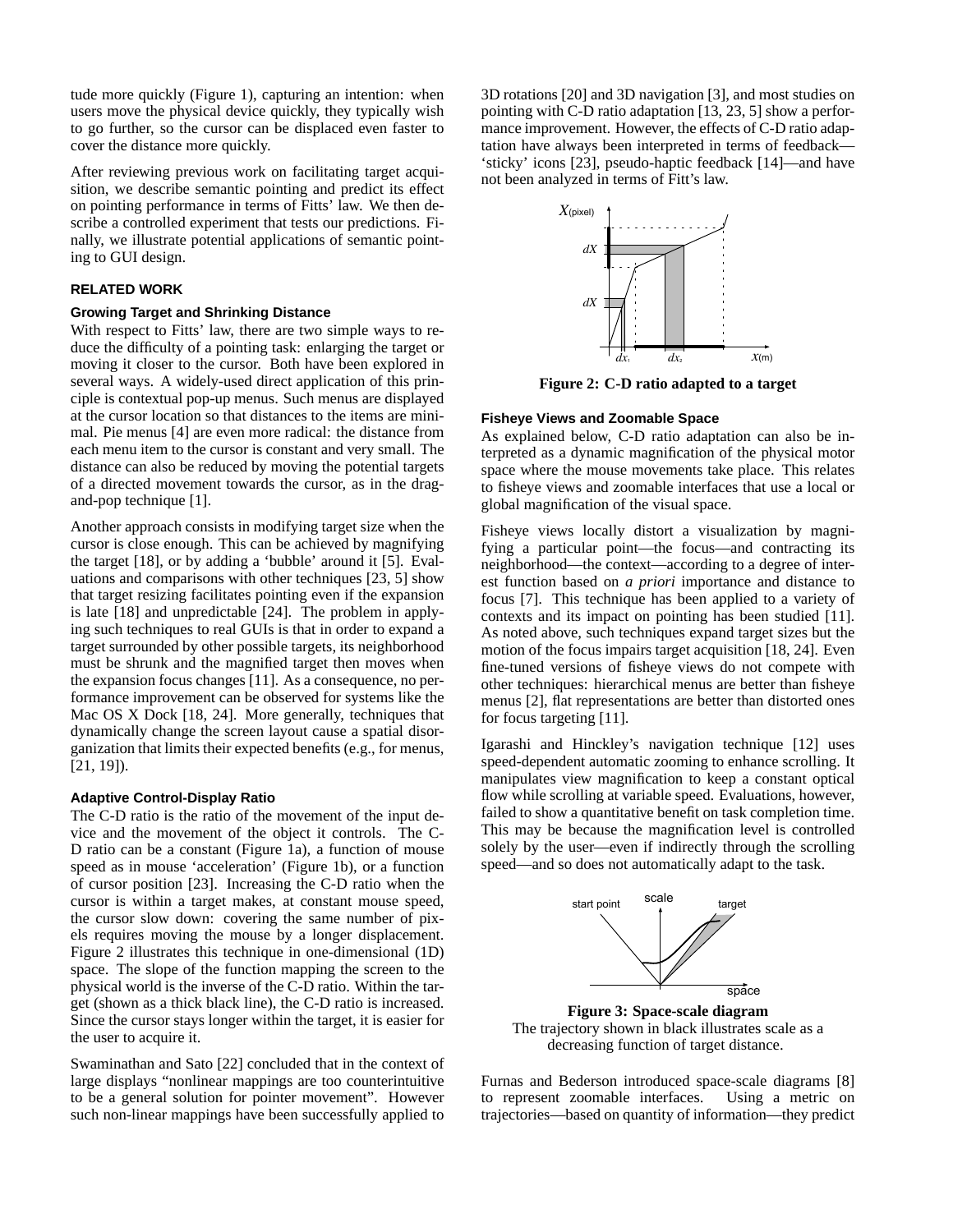tude more quickly (Figure 1), capturing an intention: when users move the physical device quickly, they typically wish to go further, so the cursor can be displaced even faster to cover the distance more quickly.

After reviewing previous work on facilitating target acquisition, we describe semantic pointing and predict its effect on pointing performance in terms of Fitts' law. We then describe a controlled experiment that tests our predictions. Finally, we illustrate potential applications of semantic pointing to GUI design.

## RELATED WORK

### Growing Target and Shrinking Distance

With respect to Fitts' law, there are two simple ways to reduce the difficulty of a pointing task: enlarging the target or moving it closer to the cursor. Both have been explored in several ways. A widely-used direct application of this principle is contextual pop-up menus. Such menus are displayed at the cursor location so that distances to the items are minimal. Pie menus [4] are even more radical: the distance from each menu item to the cursor is constant and very small. The distance can also be reduced by moving the potential targets of a directed movement towards the cursor, as in the drag-and-pop technique [1].

Another approach consists in modifying target size when the cursor is close enough. This can be achieved by magnifying the target [18], or by adding a 'bubble' around it [5]. Evaluations and comparisons with other techniques [23, 5] show that target resizing facilitates pointing even if the expansion is late [18] and unpredictable [24]. The problem in applying such techniques to real GUIs is that in order to expand a target surrounded by other possible targets, its neighborhood must be shrunk and the magnified target then moves when the expansion focus changes [11]. As a consequence, no performance improvement can be observed for systems like the Mac OS X Dock [18, 24]. More generally, techniques that dynamically change the screen layout cause a spatial disorganization that limits their expected benefits (e.g., for menus, [21, 19]).

### Adaptive Control-Display Ratio

The C-D ratio is the ratio of the movement of the input device and the movement of the object it controls. The C-D ratio can be a constant (Figure 1a), a function of mouse speed as in mouse 'acceleration' (Figure 1b), or a function of cursor position [23]. Increasing the C-D ratio when the cursor is within a target makes, at constant mouse speed, the cursor slow down: covering the same number of pixels requires moving the mouse by a longer displacement. Figure 2 illustrates this technique in one-dimensional (1D) space. The slope of the function mapping the screen to the physical world is the inverse of the C-D ratio. Within the target (shown as a thick black line), the C-D ratio is increased. Since the cursor stays longer within the target, it is easier for the user to acquire it.

Swaminathan and Sato [22] concluded that in the context of large displays "nonlinear mappings are too counterintuitive to be a general solution for pointer movement". However such non-linear mappings have been successfully applied to 3D rotations [20] and 3D navigation [3], and most studies on pointing with C-D ratio adaptation [13, 23, 5] show a performance improvement. However, the effects of C-D ratio adaptation have always been interpreted in terms of feedback—'sticky' icons [23], pseudo-haptic feedback [14]—and have not been analyzed in terms of Fitt's law.

**Figure 2: C-D ratio adapted to a target**

### Fisheye Views and Zoomable Space

As explained below, C-D ratio adaptation can also be interpreted as a dynamic magnification of the physical motor space where the mouse movements take place. This relates to fisheye views and zoomable interfaces that use a local or global magnification of the visual space.

Fisheye views locally distort a visualization by magnifying a particular point—the focus—and contracting its neighborhood—the context—according to a degree of interest function based on *a priori* importance and distance to focus [7]. This technique has been applied to a variety of contexts and its impact on pointing has been studied [11]. As noted above, such techniques expand target sizes but the motion of the focus impairs target acquisition [18, 24]. Even fine-tuned versions of fisheye views do not compete with other techniques: hierarchical menus are better than fisheye menus [2], flat representations are better than distorted ones for focus targeting [11].

Igarashi and Hinckley's navigation technique [12] uses speed-dependent automatic zooming to enhance scrolling. It manipulates view magnification to keep a constant optical flow while scrolling at variable speed. Evaluations, however, failed to show a quantitative benefit on task completion time. This may be because the magnification level is controlled solely by the user—even if indirectly through the scrolling speed—and so does not automatically adapt to the task.

**Figure 3: Space-scale diagram**
The trajectory shown in black illustrates scale as a decreasing function of target distance.

Furnas and Bederson introduced space-scale diagrams [8] to represent zoomable interfaces. Using a metric on trajectories—based on quantity of information—they predict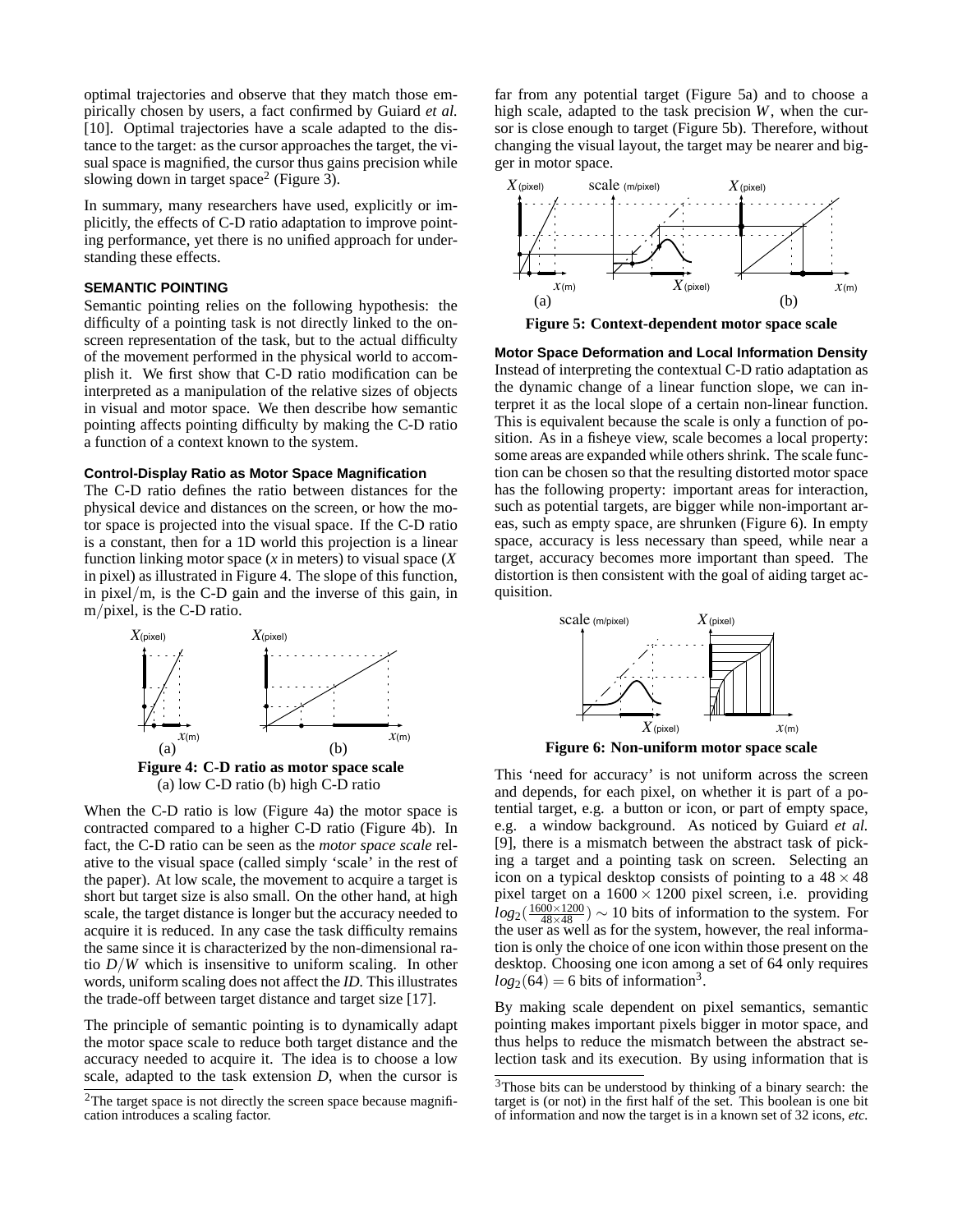optimal trajectories and observe that they match those empirically chosen by users, a fact confirmed by Guiard *et al.* [10]. Optimal trajectories have a scale adapted to the distance to the target: as the cursor approaches the target, the visual space is magnified, the cursor thus gains precision while slowing down in target space[2] (Figure 3).

In summary, many researchers have used, explicitly or implicitly, the effects of C-D ratio adaptation to improve pointing performance, yet there is no unified approach for understanding these effects.

## SEMANTIC POINTING

Semantic pointing relies on the following hypothesis: the difficulty of a pointing task is not directly linked to the on-screen representation of the task, but to the actual difficulty of the movement performed in the physical world to accomplish it. We first show that C-D ratio modification can be interpreted as a manipulation of the relative sizes of objects in visual and motor space. We then describe how semantic pointing affects pointing difficulty by making the C-D ratio a function of a context known to the system.

### Control-Display Ratio as Motor Space Magnification

The C-D ratio defines the ratio between distances for the physical device and distances on the screen, or how the motor space is projected into the visual space. If the C-D ratio is a constant, then for a 1D world this projection is a linear function linking motor space ($x$ in meters) to visual space ($X$ in pixel) as illustrated in Figure 4. The slope of this function, in pixel/m, is the C-D gain and the inverse of this gain, in m/pixel, is the C-D ratio.

**Figure 4: C-D ratio as motor space scale**
(a) low C-D ratio (b) high C-D ratio

When the C-D ratio is low (Figure 4a) the motor space is contracted compared to a higher C-D ratio (Figure 4b). In fact, the C-D ratio can be seen as the *motor space scale* relative to the visual space (called simply 'scale' in the rest of the paper). At low scale, the movement to acquire a target is short but target size is also small. On the other hand, at high scale, the target distance is longer but the accuracy needed to acquire it is reduced. In any case the task difficulty remains the same since it is characterized by the non-dimensional ratio $D/W$ which is insensitive to uniform scaling. In other words, uniform scaling does not affect the *ID*. This illustrates the trade-off between target distance and target size [17].

The principle of semantic pointing is to dynamically adapt the motor space scale to reduce both target distance and the accuracy needed to acquire it. The idea is to choose a low scale, adapted to the task extension $D$, when the cursor is far from any potential target (Figure 5a) and to choose a high scale, adapted to the task precision $W$, when the cursor is close enough to target (Figure 5b). Therefore, without changing the visual layout, the target may be nearer and bigger in motor space.

**Figure 5: Context-dependent motor space scale**

### Motor Space Deformation and Local Information Density

Instead of interpreting the contextual C-D ratio adaptation as the dynamic change of a linear function slope, we can interpret it as the local slope of a certain non-linear function. This is equivalent because the scale is only a function of position. As in a fisheye view, scale becomes a local property: some areas are expanded while others shrink. The scale function can be chosen so that the resulting distorted motor space has the following property: important areas for interaction, such as potential targets, are bigger while non-important areas, such as empty space, are shrunken (Figure 6). In empty space, accuracy is less necessary than speed, while near a target, accuracy becomes more important than speed. The distortion is then consistent with the goal of aiding target acquisition.

**Figure 6: Non-uniform motor space scale**

This 'need for accuracy' is not uniform across the screen and depends, for each pixel, on whether it is part of a potential target, e.g. a button or icon, or part of empty space, e.g. a window background. As noticed by Guiard *et al.* [9], there is a mismatch between the abstract task of picking a target and a pointing task on screen. Selecting an icon on a typical desktop consists of pointing to a $48 \times 48$ pixel target on a $1600 \times 1200$ pixel screen, i.e. providing $log_2(\frac{1600\times1200}{48\times48}) \sim 10$ bits of information to the system. For the user as well as for the system, however, the real information is only the choice of one icon within those present on the desktop. Choosing one icon among a set of 64 only requires $log_2(64) = 6$ bits of information[3].

By making scale dependent on pixel semantics, semantic pointing makes important pixels bigger in motor space, and thus helps to reduce the mismatch between the abstract selection task and its execution. By using information that is

[2] The target space is not directly the screen space because magnification introduces a scaling factor.

[3] Those bits can be understood by thinking of a binary search: the target is (or not) in the first half of the set. This boolean is one bit of information and now the target is in a known set of 32 icons, *etc.*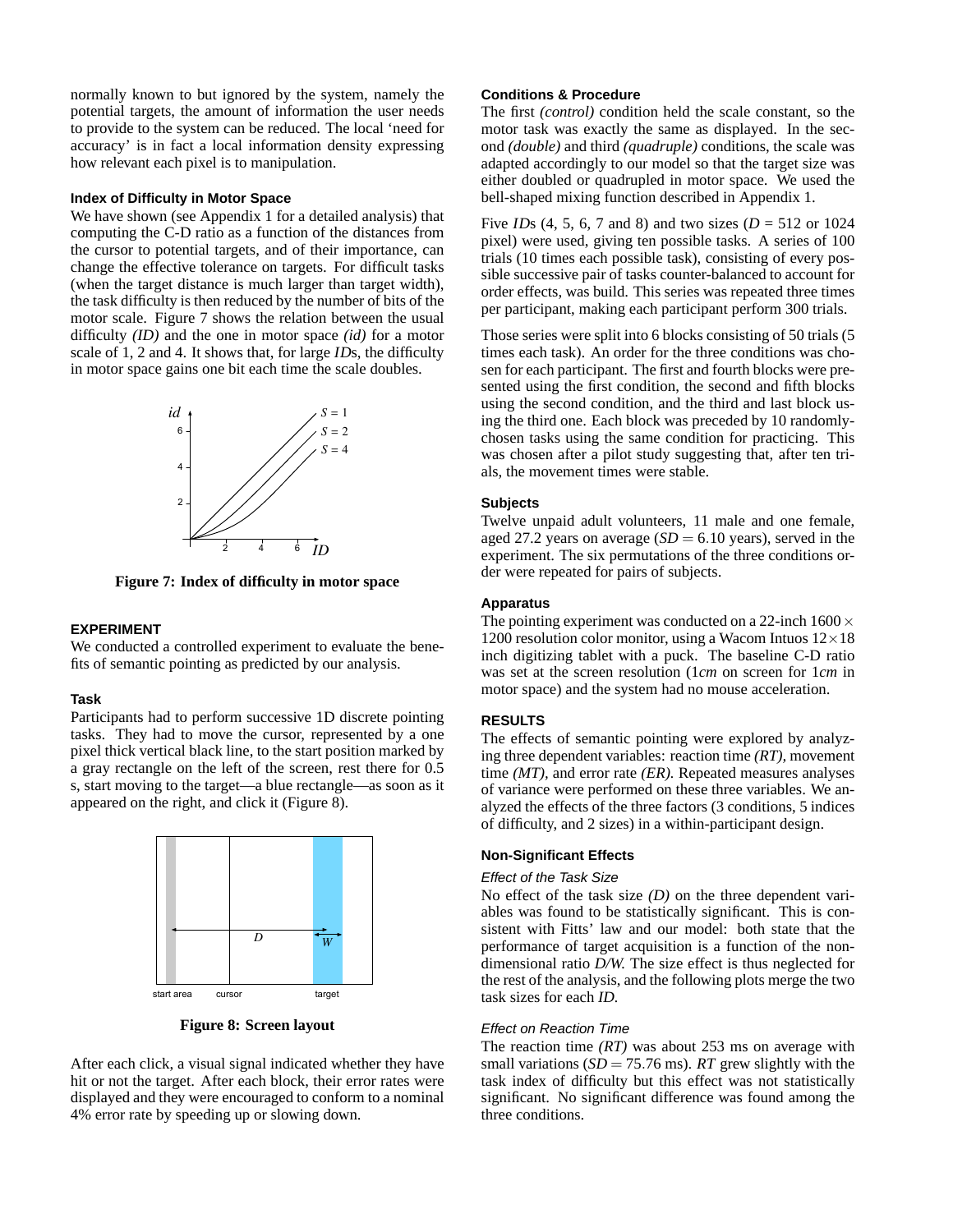normally known to but ignored by the system, namely the potential targets, the amount of information the user needs to provide to the system can be reduced. The local 'need for accuracy' is in fact a local information density expressing how relevant each pixel is to manipulation.

### Index of Difficulty in Motor Space

We have shown (see Appendix 1 for a detailed analysis) that computing the C-D ratio as a function of the distances from the cursor to potential targets, and of their importance, can change the effective tolerance on targets. For difficult tasks (when the target distance is much larger than target width), the task difficulty is then reduced by the number of bits of the motor scale. Figure 7 shows the relation between the usual difficulty *(ID)* and the one in motor space *(id)* for a motor scale of 1, 2 and 4. It shows that, for large *ID*s, the difficulty in motor space gains one bit each time the scale doubles.

**Figure 7: Index of difficulty in motor space**

## EXPERIMENT

We conducted a controlled experiment to evaluate the benefits of semantic pointing as predicted by our analysis.

### Task

Participants had to perform successive 1D discrete pointing tasks. They had to move the cursor, represented by a one pixel thick vertical black line, to the start position marked by a gray rectangle on the left of the screen, rest there for 0.5 s, start moving to the target—a blue rectangle—as soon as it appeared on the right, and click it (Figure 8).

**Figure 8: Screen layout**

After each click, a visual signal indicated whether they have hit or not the target. After each block, their error rates were displayed and they were encouraged to conform to a nominal 4% error rate by speeding up or slowing down.

### Conditions & Procedure

The first *(control)* condition held the scale constant, so the motor task was exactly the same as displayed. In the second *(double)* and third *(quadruple)* conditions, the scale was adapted accordingly to our model so that the target size was either doubled or quadrupled in motor space. We used the bell-shaped mixing function described in Appendix 1.

Five *ID*s (4, 5, 6, 7 and 8) and two sizes ($D$ = 512 or 1024 pixel) were used, giving ten possible tasks. A series of 100 trials (10 times each possible task), consisting of every possible successive pair of tasks counter-balanced to account for order effects, was build. This series was repeated three times per participant, making each participant perform 300 trials.

Those series were split into 6 blocks consisting of 50 trials (5 times each task). An order for the three conditions was chosen for each participant. The first and fourth blocks were presented using the first condition, the second and fifth blocks using the second condition, and the third and last block using the third one. Each block was preceded by 10 randomly-chosen tasks using the same condition for practicing. This was chosen after a pilot study suggesting that, after ten trials, the movement times were stable.

### Subjects

Twelve unpaid adult volunteers, 11 male and one female, aged 27.2 years on average ($SD = 6.10$ years), served in the experiment. The six permutations of the three conditions order were repeated for pairs of subjects.

### Apparatus

The pointing experiment was conducted on a 22-inch $1600 \times 1200$ resolution color monitor, using a Wacom Intuos $12 \times 18$ inch digitizing tablet with a puck. The baseline C-D ratio was set at the screen resolution (1*cm* on screen for 1*cm* in motor space) and the system had no mouse acceleration.

## RESULTS

The effects of semantic pointing were explored by analyzing three dependent variables: reaction time *(RT)*, movement time *(MT)*, and error rate *(ER)*. Repeated measures analyses of variance were performed on these three variables. We analyzed the effects of the three factors (3 conditions, 5 indices of difficulty, and 2 sizes) in a within-participant design.

### Non-Significant Effects

#### *Effect of the Task Size*

No effect of the task size *(D)* on the three dependent variables was found to be statistically significant. This is consistent with Fitts' law and our model: both state that the performance of target acquisition is a function of the non-dimensional ratio *D/W*. The size effect is thus neglected for the rest of the analysis, and the following plots merge the two task sizes for each *ID*.

#### *Effect on Reaction Time*

The reaction time *(RT)* was about 253 ms on average with small variations ($SD = 75.76$ ms). *RT* grew slightly with the task index of difficulty but this effect was not statistically significant. No significant difference was found among the three conditions.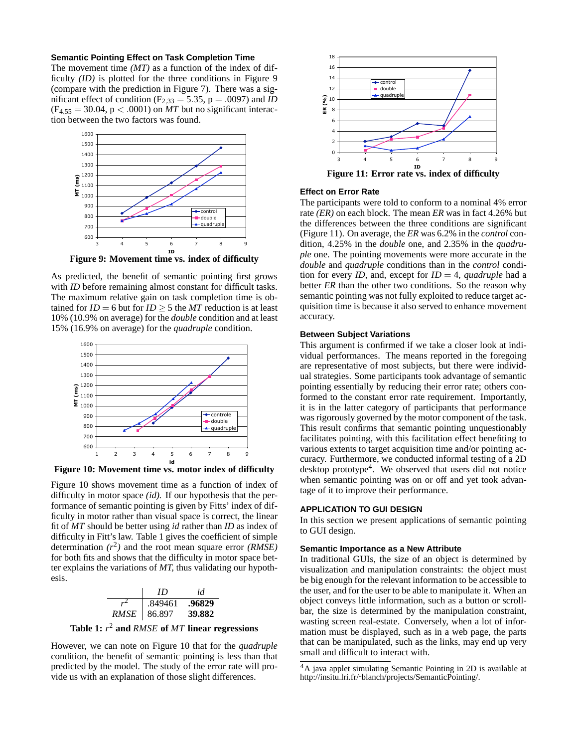### Semantic Pointing Effect on Task Completion Time

The movement time *(MT)* as a function of the index of difficulty *(ID)* is plotted for the three conditions in Figure 9 (compare with the prediction in Figure 7). There was a significant effect of condition ($F_{2,33} = 5.35$, $p = .0097$) and *ID* ($F_{4,55} = 30.04$, $p < .0001$) on *MT* but no significant interaction between the two factors was found.

**Figure 9: Movement time vs. index of difficulty**

As predicted, the benefit of semantic pointing first grows with *ID* before remaining almost constant for difficult tasks. The maximum relative gain on task completion time is obtained for $ID = 6$ but for $ID \geq 5$ the *MT* reduction is at least 10% (10.9% on average) for the *double* condition and at least 15% (16.9% on average) for the *quadruple* condition.

**Figure 10: Movement time vs. motor index of difficulty**

Figure 10 shows movement time as a function of index of difficulty in motor space *(id)*. If our hypothesis that the performance of semantic pointing is given by Fitts' index of difficulty in motor rather than visual space is correct, the linear fit of *MT* should be better using *id* rather than *ID* as index of difficulty in Fitt's law. Table 1 gives the coefficient of simple determination *($r^2$)* and the root mean square error *(RMSE)* for both fits and shows that the difficulty in motor space better explains the variations of *MT*, thus validating our hypothesis.

| | *ID* | *id* |
|---|---|---|
| $r^2$ | .849461 | **.96829** |
| *RMSE* | 86.897 | **39.882** |

**Table 1: $r^2$ and *RMSE* of *MT* linear regressions**

However, we can note on Figure 10 that for the *quadruple* condition, the benefit of semantic pointing is less than that predicted by the model. The study of the error rate will provide us with an explanation of those slight differences.

**Figure 11: Error rate vs. index of difficulty**

### Effect on Error Rate

The participants were told to conform to a nominal 4% error rate *(ER)* on each block. The mean *ER* was in fact 4.26% but the differences between the three conditions are significant (Figure 11). On average, the *ER* was 6.2% in the *control* condition, 4.25% in the *double* one, and 2.35% in the *quadruple* one. The pointing movements were more accurate in the *double* and *quadruple* conditions than in the *control* condition for every *ID*, and, except for $ID = 4$, *quadruple* had a better *ER* than the other two conditions. So the reason why semantic pointing was not fully exploited to reduce target acquisition time is because it also served to enhance movement accuracy.

### Between Subject Variations

This argument is confirmed if we take a closer look at individual performances. The means reported in the foregoing are representative of most subjects, but there were individual strategies. Some participants took advantage of semantic pointing essentially by reducing their error rate; others conformed to the constant error rate requirement. Importantly, it is in the latter category of participants that performance was rigorously governed by the motor component of the task. This result confirms that semantic pointing unquestionably facilitates pointing, with this facilitation effect benefiting to various extents to target acquisition time and/or pointing accuracy. Furthermore, we conducted informal testing of a 2D desktop prototype[4]. We observed that users did not notice when semantic pointing was on or off and yet took advantage of it to improve their performance.

## APPLICATION TO GUI DESIGN

In this section we present applications of semantic pointing to GUI design.

### Semantic Importance as a New Attribute

In traditional GUIs, the size of an object is determined by visualization and manipulation constraints: the object must be big enough for the relevant information to be accessible to the user, and for the user to be able to manipulate it. When an object conveys little information, such as a button or scrollbar, the size is determined by the manipulation constraint, wasting screen real-estate. Conversely, when a lot of information must be displayed, such as in a web page, the parts that can be manipulated, such as the links, may end up very small and difficult to interact with.

[4]A java applet simulating Semantic Pointing in 2D is available at http://insitu.lri.fr/~blanch/projects/SemanticPointing/.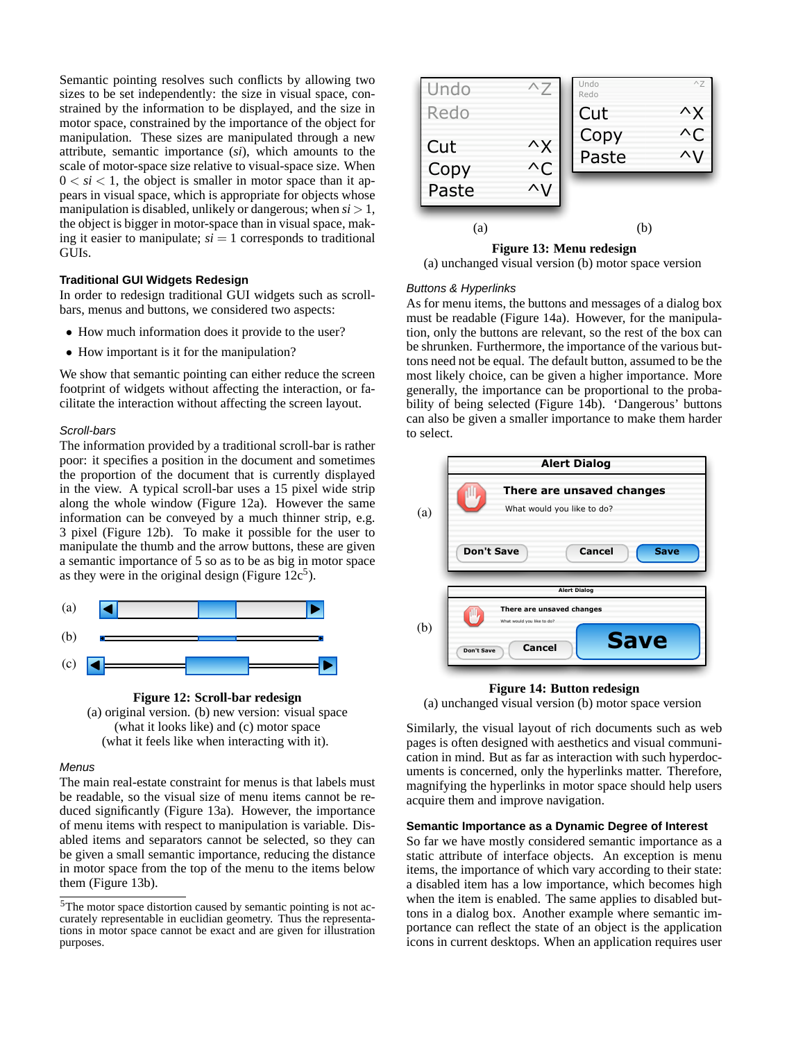Semantic pointing resolves such conflicts by allowing two sizes to be set independently: the size in visual space, constrained by the information to be displayed, and the size in motor space, constrained by the importance of the object for manipulation. These sizes are manipulated through a new attribute, semantic importance (*si*), which amounts to the scale of motor-space size relative to visual-space size. When $0 < si < 1$, the object is smaller in motor space than it appears in visual space, which is appropriate for objects whose manipulation is disabled, unlikely or dangerous; when $si > 1$, the object is bigger in motor-space than in visual space, making it easier to manipulate; $si = 1$ corresponds to traditional GUIs.

### Traditional GUI Widgets Redesign

In order to redesign traditional GUI widgets such as scroll-bars, menus and buttons, we considered two aspects:

- How much information does it provide to the user?
- How important is it for the manipulation?

We show that semantic pointing can either reduce the screen footprint of widgets without affecting the interaction, or facilitate the interaction without affecting the screen layout.

#### *Scroll-bars*

The information provided by a traditional scroll-bar is rather poor: it specifies a position in the document and sometimes the proportion of the document that is currently displayed in the view. A typical scroll-bar uses a 15 pixel wide strip along the whole window (Figure 12a). However the same information can be conveyed by a much thinner strip, e.g. 3 pixel (Figure 12b). To make it possible for the user to manipulate the thumb and the arrow buttons, these are given a semantic importance of 5 so as to be as big in motor space as they were in the original design (Figure 12c[5]).

**Figure 12: Scroll-bar redesign**
(a) original version. (b) new version: visual space (what it looks like) and (c) motor space (what it feels like when interacting with it).

#### *Menus*

The main real-estate constraint for menus is that labels must be readable, so the visual size of menu items cannot be reduced significantly (Figure 13a). However, the importance of menu items with respect to manipulation is variable. Disabled items and separators cannot be selected, so they can be given a small semantic importance, reducing the distance in motor space from the top of the menu to the items below them (Figure 13b).

[5]The motor space distortion caused by semantic pointing is not accurately representable in euclidian geometry. Thus the representations in motor space cannot be exact and are given for illustration purposes.

**Figure 13: Menu redesign**
(a) unchanged visual version (b) motor space version

#### *Buttons & Hyperlinks*

As for menu items, the buttons and messages of a dialog box must be readable (Figure 14a). However, for the manipulation, only the buttons are relevant, so the rest of the box can be shrunken. Furthermore, the importance of the various buttons need not be equal. The default button, assumed to be the most likely choice, can be given a higher importance. More generally, the importance can be proportional to the probability of being selected (Figure 14b). 'Dangerous' buttons can also be given a smaller importance to make them harder to select.

**Figure 14: Button redesign**
(a) unchanged visual version (b) motor space version

Similarly, the visual layout of rich documents such as web pages is often designed with aesthetics and visual communication in mind. But as far as interaction with such hyperdocuments is concerned, only the hyperlinks matter. Therefore, magnifying the hyperlinks in motor space should help users acquire them and improve navigation.

### Semantic Importance as a Dynamic Degree of Interest

So far we have mostly considered semantic importance as a static attribute of interface objects. An exception is menu items, the importance of which vary according to their state: a disabled item has a low importance, which becomes high when the item is enabled. The same applies to disabled buttons in a dialog box. Another example where semantic importance can reflect the state of an object is the application icons in current desktops. When an application requires user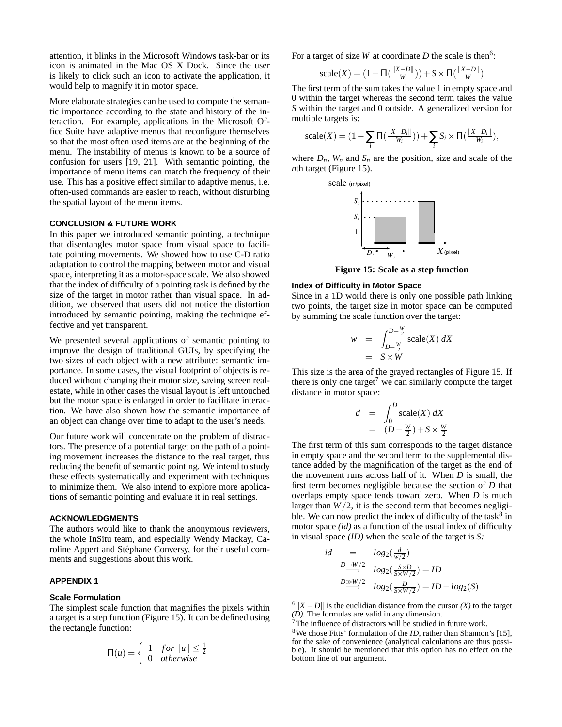attention, it blinks in the Microsoft Windows task-bar or its icon is animated in the Mac OS X Dock. Since the user is likely to click such an icon to activate the application, it would help to magnify it in motor space.

More elaborate strategies can be used to compute the semantic importance according to the state and history of the interaction. For example, applications in the Microsoft Office Suite have adaptive menus that reconfigure themselves so that the most often used items are at the beginning of the menu. The instability of menus is known to be a source of confusion for users [19, 21]. With semantic pointing, the importance of menu items can match the frequency of their use. This has a positive effect similar to adaptive menus, i.e. often-used commands are easier to reach, without disturbing the spatial layout of the menu items.

## CONCLUSION & FUTURE WORK

In this paper we introduced semantic pointing, a technique that disentangles motor space from visual space to facilitate pointing movements. We showed how to use C-D ratio adaptation to control the mapping between motor and visual space, interpreting it as a motor-space scale. We also showed that the index of difficulty of a pointing task is defined by the size of the target in motor rather than visual space. In addition, we observed that users did not notice the distortion introduced by semantic pointing, making the technique effective and yet transparent.

We presented several applications of semantic pointing to improve the design of traditional GUIs, by specifying the two sizes of each object with a new attribute: semantic importance. In some cases, the visual footprint of objects is reduced without changing their motor size, saving screen real-estate, while in other cases the visual layout is left untouched but the motor space is enlarged in order to facilitate interaction. We have also shown how the semantic importance of an object can change over time to adapt to the user's needs.

Our future work will concentrate on the problem of distractors. The presence of a potential target on the path of a pointing movement increases the distance to the real target, thus reducing the benefit of semantic pointing. We intend to study these effects systematically and experiment with techniques to minimize them. We also intend to explore more applications of semantic pointing and evaluate it in real settings.

## ACKNOWLEDGMENTS

The authors would like to thank the anonymous reviewers, the whole InSitu team, and especially Wendy Mackay, Caroline Appert and Stéphane Conversy, for their useful comments and suggestions about this work.

## APPENDIX 1

### Scale Formulation

The simplest scale function that magnifies the pixels within a target is a step function (Figure 15). It can be defined using the rectangle function:

$$\Pi(u) = \begin{cases} 1 & for\ \|u\| \leq \frac{1}{2} \\ 0 & otherwise \end{cases}$$

For a target of size $W$ at coordinate $D$ the scale is then[6]:

$$\text{scale}(X) = (1 - \Pi(\tfrac{\|X-D\|}{W})) + S \times \Pi(\tfrac{\|X-D\|}{W})$$

The first term of the sum takes the value 1 in empty space and 0 within the target whereas the second term takes the value $S$ within the target and 0 outside. A generalized version for multiple targets is:

$$\text{scale}(X) = (1 - \sum_i \Pi(\tfrac{\|X-D_i\|}{W_i})) + \sum_i S_i \times \Pi(\tfrac{\|X-D_i\|}{W_i}),$$

where $D_n$, $W_n$ and $S_n$ are the position, size and scale of the $n$th target (Figure 15).

scale (m/pixel)
$S_2$
$S_1$
1
$D_1$ $W_1$
$X$ (pixel)

**Figure 15: Scale as a step function**

### Index of Difficulty in Motor Space

Since in a 1D world there is only one possible path linking two points, the target size in motor space can be computed by summing the scale function over the target:

$$\begin{aligned} w &= \int_{D-\frac{W}{2}}^{D+\frac{W}{2}} \text{scale}(X)\, dX \\ &= S \times W \end{aligned}$$

This size is the area of the grayed rectangles of Figure 15. If there is only one target[7] we can similarly compute the target distance in motor space:

$$\begin{aligned} d &= \int_{0}^{D} \text{scale}(X)\, dX \\ &= (D - \tfrac{W}{2}) + S \times \tfrac{W}{2} \end{aligned}$$

The first term of this sum corresponds to the target distance in empty space and the second term to the supplemental distance added by the magnification of the target as the end of the movement runs across half of it. When $D$ is small, the first term becomes negligible because the section of $D$ that overlaps empty space tends toward zero. When $D$ is much larger than $W/2$, it is the second term that becomes negligible. We can now predict the index of difficulty of the task[8] in motor space *(id)* as a function of the usual index of difficulty in visual space *(ID)* when the scale of the target is *S:*

$$\begin{aligned} id &= log_2(\tfrac{d}{w/2}) \\ &\overset{D \to W/2}{\longrightarrow} log_2(\tfrac{S \times D}{S \times W/2}) = ID \\ &\overset{D \gg W/2}{\longrightarrow} log_2(\tfrac{D}{S \times W/2}) = ID - log_2(S) \end{aligned}$$

[6] $\|X - D\|$ is the euclidian distance from the cursor *(X)* to the target *(D)*. The formulas are valid in any dimension.

[7] The influence of distractors will be studied in future work.

[8] We chose Fitts' formulation of the *ID*, rather than Shannon's [15], for the sake of convenience (analytical calculations are thus possible). It should be mentioned that this option has no effect on the bottom line of our argument.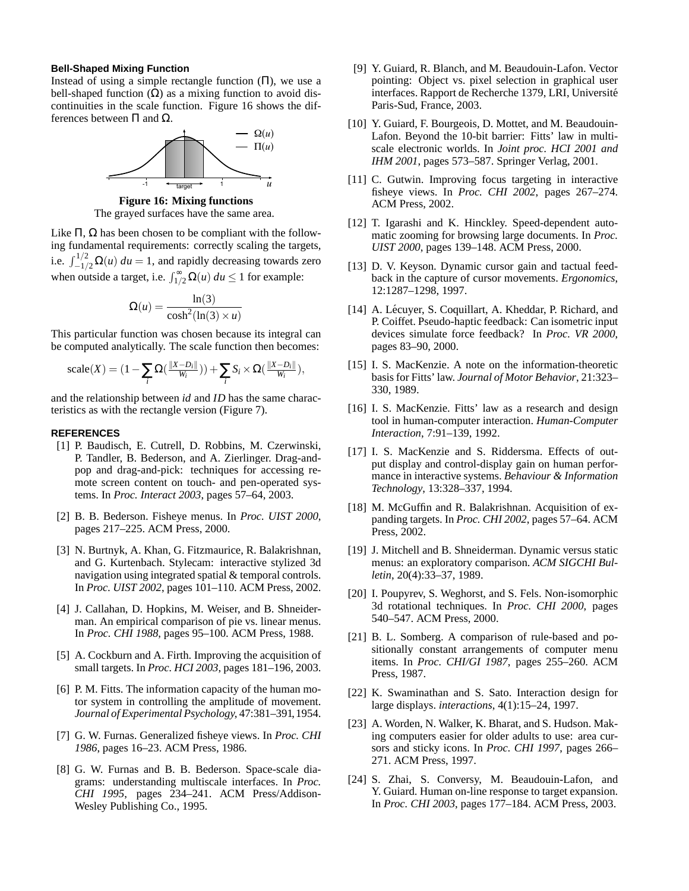### Bell-Shaped Mixing Function

Instead of using a simple rectangle function ($\Pi$), we use a bell-shaped function ($\Omega$) as a mixing function to avoid discontinuities in the scale function. Figure 16 shows the differences between $\Pi$ and $\Omega$.

$\Omega(u)$
$\Pi(u)$
-1
target
1
$u$

**Figure 16: Mixing functions**
The grayed surfaces have the same area.

Like $\Pi$, $\Omega$ has been chosen to be compliant with the following fundamental requirements: correctly scaling the targets, i.e. $\int_{-1/2}^{1/2} \Omega(u)\, du = 1$, and rapidly decreasing towards zero when outside a target, i.e. $\int_{1/2}^{\infty} \Omega(u)\, du \leq 1$ for example:

$$\Omega(u) = \frac{\ln(3)}{\cosh^2(\ln(3) \times u)}$$

This particular function was chosen because its integral can be computed analytically. The scale function then becomes:

$$\text{scale}(X) = (1 - \sum_i \Omega(\tfrac{\|X-D_i\|}{W_i})) + \sum_i S_i \times \Omega(\tfrac{\|X-D_i\|}{W_i}),$$

and the relationship between *id* and *ID* has the same characteristics as with the rectangle version (Figure 7).

## REFERENCES

[1] P. Baudisch, E. Cutrell, D. Robbins, M. Czerwinski, P. Tandler, B. Bederson, and A. Zierlinger. Drag-and-pop and drag-and-pick: techniques for accessing remote screen content on touch- and pen-operated systems. In *Proc. Interact 2003*, pages 57–64, 2003.

[2] B. B. Bederson. Fisheye menus. In *Proc. UIST 2000*, pages 217–225. ACM Press, 2000.

[3] N. Burtnyk, A. Khan, G. Fitzmaurice, R. Balakrishnan, and G. Kurtenbach. Stylecam: interactive stylized 3d navigation using integrated spatial & temporal controls. In *Proc. UIST 2002*, pages 101–110. ACM Press, 2002.

[4] J. Callahan, D. Hopkins, M. Weiser, and B. Shneiderman. An empirical comparison of pie vs. linear menus. In *Proc. CHI 1988*, pages 95–100. ACM Press, 1988.

[5] A. Cockburn and A. Firth. Improving the acquisition of small targets. In *Proc. HCI 2003*, pages 181–196, 2003.

[6] P. M. Fitts. The information capacity of the human motor system in controlling the amplitude of movement. *Journal of Experimental Psychology*, 47:381–391, 1954.

[7] G. W. Furnas. Generalized fisheye views. In *Proc. CHI 1986*, pages 16–23. ACM Press, 1986.

[8] G. W. Furnas and B. B. Bederson. Space-scale diagrams: understanding multiscale interfaces. In *Proc. CHI 1995*, pages 234–241. ACM Press/Addison-Wesley Publishing Co., 1995.

[9] Y. Guiard, R. Blanch, and M. Beaudouin-Lafon. Vector pointing: Object vs. pixel selection in graphical user interfaces. Rapport de Recherche 1379, LRI, Université Paris-Sud, France, 2003.

[10] Y. Guiard, F. Bourgeois, D. Mottet, and M. Beaudouin-Lafon. Beyond the 10-bit barrier: Fitts' law in multi-scale electronic worlds. In *Joint proc. HCI 2001 and IHM 2001*, pages 573–587. Springer Verlag, 2001.

[11] C. Gutwin. Improving focus targeting in interactive fisheye views. In *Proc. CHI 2002*, pages 267–274. ACM Press, 2002.

[12] T. Igarashi and K. Hinckley. Speed-dependent automatic zooming for browsing large documents. In *Proc. UIST 2000*, pages 139–148. ACM Press, 2000.

[13] D. V. Keyson. Dynamic cursor gain and tactual feedback in the capture of cursor movements. *Ergonomics*, 12:1287–1298, 1997.

[14] A. Lécuyer, S. Coquillart, A. Kheddar, P. Richard, and P. Coiffet. Pseudo-haptic feedback: Can isometric input devices simulate force feedback? In *Proc. VR 2000*, pages 83–90, 2000.

[15] I. S. MacKenzie. A note on the information-theoretic basis for Fitts' law. *Journal of Motor Behavior*, 21:323–330, 1989.

[16] I. S. MacKenzie. Fitts' law as a research and design tool in human-computer interaction. *Human-Computer Interaction*, 7:91–139, 1992.

[17] I. S. MacKenzie and S. Riddersma. Effects of output display and control-display gain on human performance in interactive systems. *Behaviour & Information Technology*, 13:328–337, 1994.

[18] M. McGuffin and R. Balakrishnan. Acquisition of expanding targets. In *Proc. CHI 2002*, pages 57–64. ACM Press, 2002.

[19] J. Mitchell and B. Shneiderman. Dynamic versus static menus: an exploratory comparison. *ACM SIGCHI Bulletin*, 20(4):33–37, 1989.

[20] I. Poupyrev, S. Weghorst, and S. Fels. Non-isomorphic 3d rotational techniques. In *Proc. CHI 2000*, pages 540–547. ACM Press, 2000.

[21] B. L. Somberg. A comparison of rule-based and positionally constant arrangements of computer menu items. In *Proc. CHI/GI 1987*, pages 255–260. ACM Press, 1987.

[22] K. Swaminathan and S. Sato. Interaction design for large displays. *interactions*, 4(1):15–24, 1997.

[23] A. Worden, N. Walker, K. Bharat, and S. Hudson. Making computers easier for older adults to use: area cursors and sticky icons. In *Proc. CHI 1997*, pages 266–271. ACM Press, 1997.

[24] S. Zhai, S. Conversy, M. Beaudouin-Lafon, and Y. Guiard. Human on-line response to target expansion. In *Proc. CHI 2003*, pages 177–184. ACM Press, 2003.